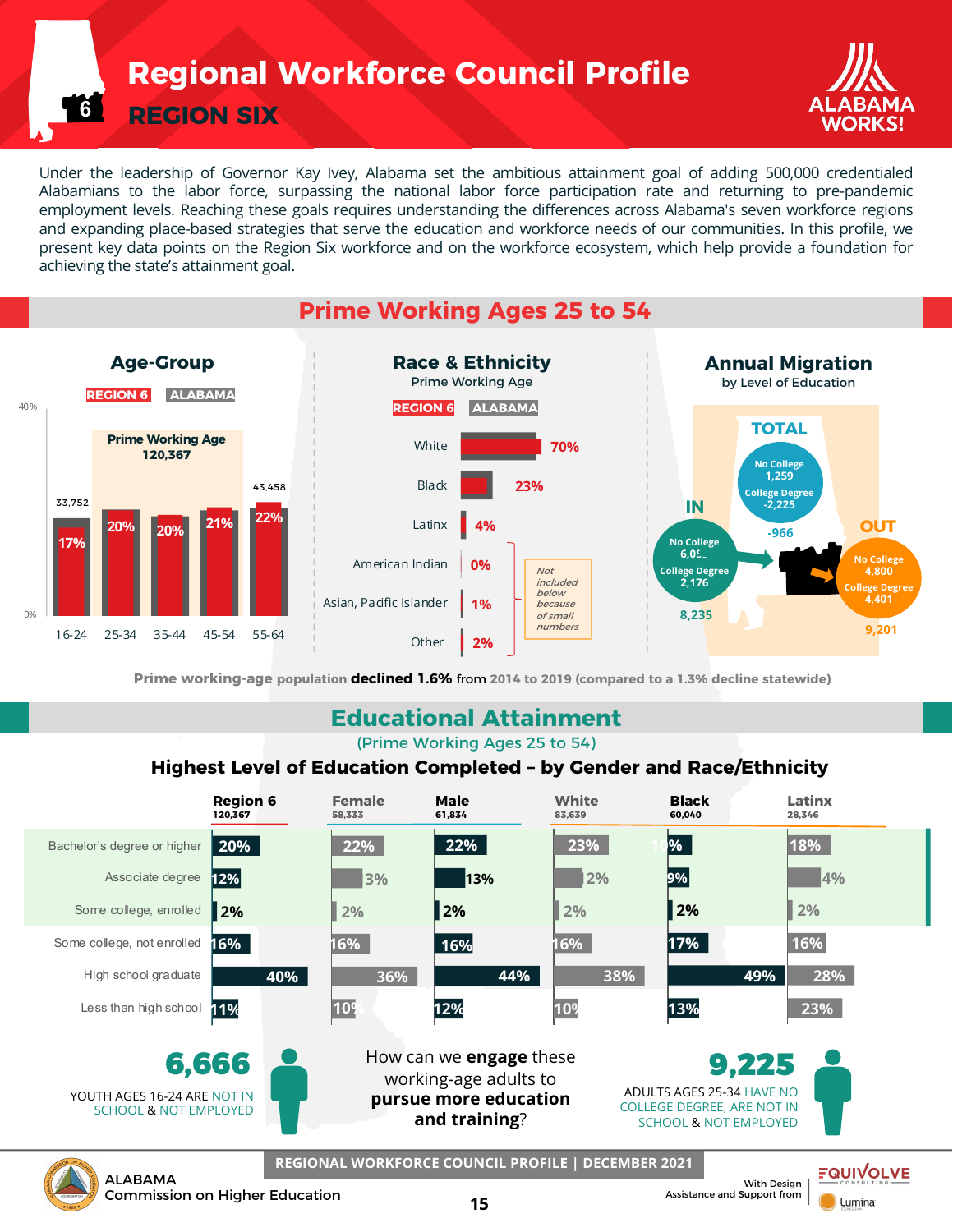# Regional Workforce Council Profile

## REGION SIX

Under the leadership of Governor Kay Ivey, Alabama set the ambitious attainment goal of adding 500,000 credentialed Alabamians to the labor force, surpassing the national labor force participation rate and returning to pre-pandemic employment levels. Reaching these goals requires understanding the differences across Alabama's seven workforce regions and expanding place-based strategies that serve the education and workforce needs of our communities. In this profile, we present key data points on the Region Six workforce and on the workforce ecosystem, which help provide a foundation for achieving the state's attainment goal.

## Prime Working Ages 25 to 54

### Age-Group

REGION 6 | ALABAMA

Prime Working Age 120,367

| Age | Region 6 Population | Region 6 % |
|---|---|---|
| 16-24 | 33,752 | 17% |
| 25-34 | | 20% |
| 35-44 | | 20% |
| 45-54 | | 21% |
| 55-64 | 43,458 | 22% |

### Race & Ethnicity

Prime Working Age

REGION 6 | ALABAMA

| Race/Ethnicity | Region 6 |
|---|---|
| White | 70% |
| Black | 23% |
| Latinx | 4% |
| American Indian | 0% |
| Asian, Pacific Islander | 1% |
| Other | 2% |

*Not included below because of small numbers* (American Indian, Asian, Pacific Islander, Other)

### Annual Migration

by Level of Education

| | No College | College Degree | Total |
|---|---|---|---|
| IN | 6,05_ | 2,176 | 8,235 |
| OUT | 4,800 | 4,401 | 9,201 |
| TOTAL | 1,259 | -2,225 | -966 |

Prime working-age population **declined 1.6%** from 2014 to 2019 (compared to a 1.3% decline statewide)

## Educational Attainment

(Prime Working Ages 25 to 54)

### Highest Level of Education Completed – by Gender and Race/Ethnicity

| | Region 6 (120,367) | Female (58,333) | Male (61,834) | White (83,639) | Black (60,040) | Latinx (28,346) |
|---|---|---|---|---|---|---|
| Bachelor's degree or higher | 20% | 22% | 22% | 23% | 10% | 18% |
| Associate degree | 12% | 13% | 13% | 12% | 9% | 14% |
| Some college, enrolled | 2% | 2% | 2% | 2% | 2% | 2% |
| Some college, not enrolled | 16% | 16% | 16% | 16% | 17% | 16% |
| High school graduate | 40% | 36% | 44% | 38% | 49% | 28% |
| Less than high school | 11% | 10% | 12% | 10% | 13% | 23% |

**6,666** YOUTH AGES 16-24 ARE NOT IN SCHOOL & NOT EMPLOYED

How can we **engage** these working-age adults to **pursue more education and training**?

**9,225** ADULTS AGES 25-34 HAVE NO COLLEGE DEGREE, ARE NOT IN SCHOOL & NOT EMPLOYED

REGIONAL WORKFORCE COUNCIL PROFILE | DECEMBER 2021

ALABAMA Commission on Higher Education

With Design Assistance and Support from EQUIVOLVE CONSULTING, Lumina Foundation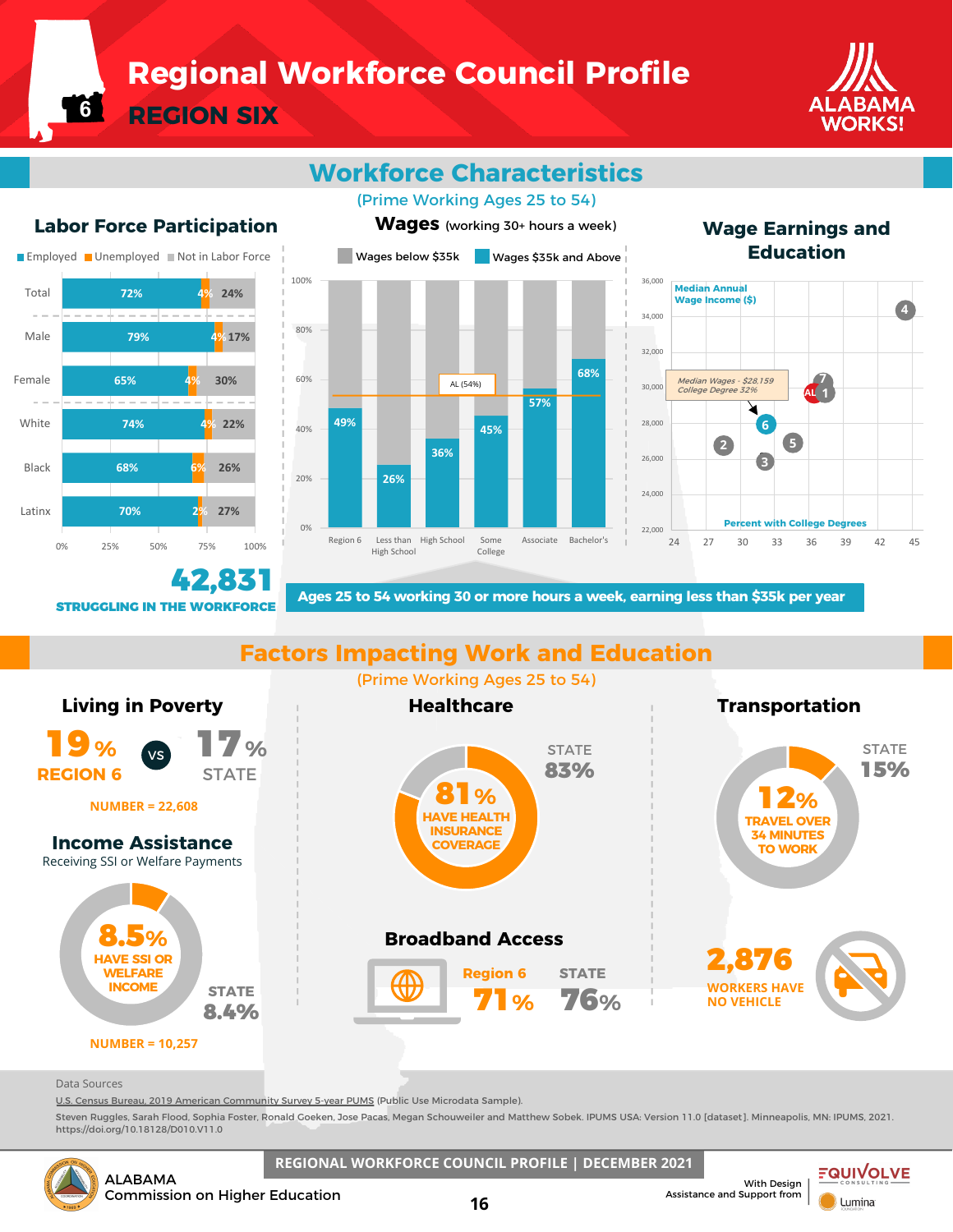# Regional Workforce Council Profile

## REGION SIX

ALABAMA WORKS!

## Workforce Characteristics

(Prime Working Ages 25 to 54)

### Labor Force Participation

Employed | Unemployed | Not in Labor Force

Total: 72% | 4% | 24%

Male: 79% | 4% | 17%

Female: 65% | 4% | 30%

White: 74% | 4% | 22%

Black: 68% | 6% | 26%

Latinx: 70% | 2% | 27%

0% 25% 50% 75% 100%

### Wages (working 30+ hours a week)

Wages below $35k | Wages $35k and Above

100% 80% 60% 40% 20% 0%

AL (54%)

Region 6: 49%

Less than High School: 26%

High School: 36%

Some College: 45%

Associate: 57%

Bachelor's: 68%

### Wage Earnings and Education

Median Annual Wage Income ($)

36,000 34,000 32,000 30,000 28,000 26,000 24,000 22,000

Median Wages - $28,159
College Degree 32%

4, 7, AL, 1, 6, 2, 5, 3

Percent with College Degrees

24 27 30 33 36 39 42 45

**42,831**
**STRUGGLING IN THE WORKFORCE**

**Ages 25 to 54 working 30 or more hours a week, earning less than $35k per year**

## Factors Impacting Work and Education

(Prime Working Ages 25 to 54)

### Living in Poverty

**19%** REGION 6 VS **17%** STATE

NUMBER = 22,608

### Income Assistance

Receiving SSI or Welfare Payments

**8.5%** HAVE SSI OR WELFARE INCOME

STATE **8.4%**

NUMBER = 10,257

### Healthcare

**81%** HAVE HEALTH INSURANCE COVERAGE

STATE **83%**

### Broadband Access

Region 6 **71%**

STATE **76%**

### Transportation

**12%** TRAVEL OVER 34 MINUTES TO WORK

STATE **15%**

**2,876** WORKERS HAVE NO VEHICLE

Data Sources

U.S. Census Bureau, 2019 American Community Survey 5-year PUMS (Public Use Microdata Sample).

Steven Ruggles, Sarah Flood, Sophia Foster, Ronald Goeken, Jose Pacas, Megan Schouweiler and Matthew Sobek. IPUMS USA: Version 11.0 [dataset]. Minneapolis, MN: IPUMS, 2021. https://doi.org/10.18128/D010.V11.0

ALABAMA Commission on Higher Education

REGIONAL WORKFORCE COUNCIL PROFILE | DECEMBER 2021

With Design Assistance and Support from EQUIVOLVE CONSULTING, Lumina Foundation